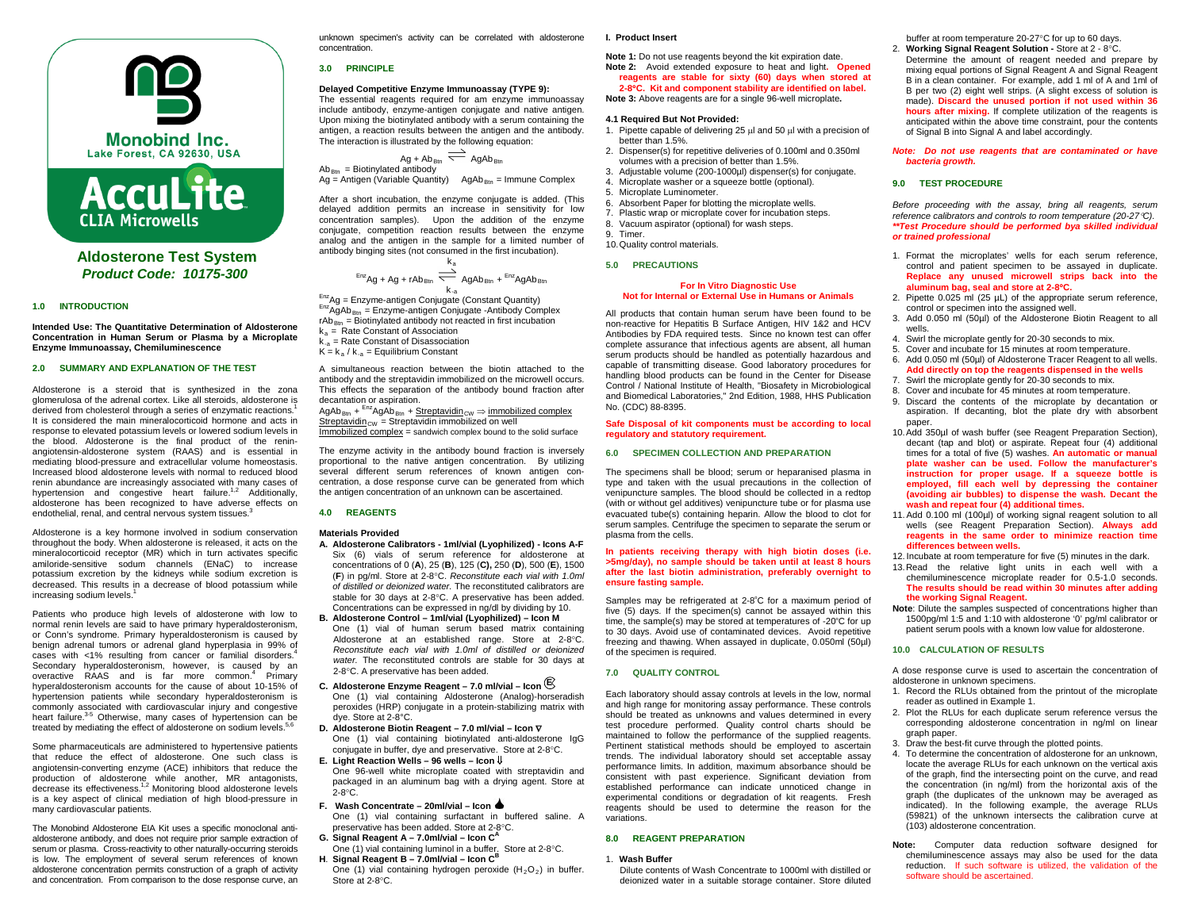Monobind Inc.
Lake Forest, CA 92630, USA

AccuLite
CLIA Microwells

# Aldosterone Test System
***Product Code: 10175-300***

## 1.0 INTRODUCTION

**Intended Use: The Quantitative Determination of Aldosterone Concentration in Human Serum or Plasma by a Microplate Enzyme Immunoassay, Chemiluminescence**

## 2.0 SUMMARY AND EXPLANATION OF THE TEST

Aldosterone is a steroid that is synthesized in the zona glomerulosa of the adrenal cortex. Like all steroids, aldosterone is derived from cholesterol through a series of enzymatic reactions.[1] It is considered the main mineralocorticoid hormone and acts in response to elevated potassium levels or lowered sodium levels in the blood. Aldosterone is the final product of the renin-angiotensin-aldosterone system (RAAS) and is essential in mediating blood-pressure and extracellular volume homeostasis. Increased blood aldosterone levels with normal to reduced blood renin abundance are increasingly associated with many cases of hypertension and congestive heart failure.[1,2] Additionally, aldosterone has been recognized to have adverse effects on endothelial, renal, and central nervous system tissues.[3]

Aldosterone is a key hormone involved in sodium conservation throughout the body. When aldosterone is released, it acts on the mineralocorticoid receptor (MR) which in turn activates specific amiloride-sensitive sodium channels (ENaC) to increase potassium excretion by the kidneys while sodium excretion is decreased. This results in a decrease of blood potassium while increasing sodium levels.[1]

Patients who produce high levels of aldosterone with low to normal renin levels are said to have primary hyperaldosteronism, or Conn's syndrome. Primary hyperaldosteronism is caused by benign adrenal tumors or adrenal gland hyperplasia in 99% of cases with <1% resulting from cancer or familial disorders.[4] Secondary hyperaldosteronism, however, is caused by an overactive RAAS and is far more common.[4] Primary hyperaldosteronism accounts for the cause of about 10-15% of hypertension patients while secondary hyperaldosteronism is commonly associated with cardiovascular injury and congestive heart failure.[3-5] Otherwise, many cases of hypertension can be treated by mediating the effect of aldosterone on sodium levels.[5,6]

Some pharmaceuticals are administered to hypertensive patients that reduce the effect of aldosterone. One such class is angiotensin-converting enzyme (ACE) inhibitors that reduce the production of aldosterone while another, MR antagonists, decrease its effectiveness.[1,2] Monitoring blood aldosterone levels is a key aspect of clinical mediation of high blood-pressure in many cardiovascular patients.

The Monobind Aldosterone EIA Kit uses a specific monoclonal anti-aldosterone antibody, and does not require prior sample extraction of serum or plasma. Cross-reactivity to other naturally-occurring steroids is low. The employment of several serum references of known aldosterone concentration permits construction of a graph of activity and concentration. From comparison to the dose response curve, an unknown specimen's activity can be correlated with aldosterone concentration.

## 3.0 PRINCIPLE

**Delayed Competitive Enzyme Immunoassay (TYPE 9):**
The essential reagents required for am enzyme immunoassay include antibody, enzyme-antigen conjugate and native antigen. Upon mixing the biotinylated antibody with a serum containing the antigen, a reaction results between the antigen and the antibody. The interaction is illustrated by the following equation:

$$Ag + Ab_{Btn} \rightleftharpoons AgAb_{Btn}$$

$Ab_{Btn}$ = Biotinylated antibody
Ag = Antigen (Variable Quantity) $AgAb_{Btn}$ = Immune Complex

After a short incubation, the enzyme conjugate is added. (This delayed addition permits an increase in sensitivity for low concentration samples). Upon the addition of the enzyme conjugate, competition reaction results between the enzyme analog and the antigen in the sample for a limited number of antibody binging sites (not consumed in the first incubation).

$$^{Enz}Ag + Ag + rAb_{Btn} \underset{k_{-a}}{\overset{k_a}{\rightleftharpoons}} AgAb_{Btn} + {}^{Enz}AgAb_{Btn}$$

$^{Enz}Ag$ = Enzyme-antigen Conjugate (Constant Quantity)
$^{Enz}AgAb_{Btn}$ = Enzyme-antigen Conjugate -Antibody Complex
$rAb_{Btn}$ = Biotinylated antibody not reacted in first incubation
$k_a$ = Rate Constant of Association
$k_{-a}$ = Rate Constant of Disassociation
$K = k_a / k_{-a}$ = Equilibrium Constant

A simultaneous reaction between the biotin attached to the antibody and the streptavidin immobilized on the microwell occurs. This effects the separation of the antibody bound fraction after decantation or aspiration.

$AgAb_{Btn} + {}^{Enz}AgAb_{Btn}$ + <u>$Streptavidin_{CW}$</u> ⇒ <u>immobilized complex</u>
<u>$Streptavidin_{CW}$</u> = Streptavidin immobilized on well
<u>Immobilized complex</u> = sandwich complex bound to the solid surface

The enzyme activity in the antibody bound fraction is inversely proportional to the native antigen concentration. By utilizing several different serum references of known antigen concentration, a dose response curve can be generated from which the antigen concentration of an unknown can be ascertained.

## 4.0 REAGENTS

**Materials Provided**

**A. Aldosterone Calibrators - 1ml/vial (Lyophilized) - Icons A-F**
Six (6) vials of serum reference for aldosterone at concentrations of 0 (**A**), 25 (**B**), 125 (**C**), 250 (**D**), 500 (**E**), 1500 (**F**) in pg/ml. Store at 2-8°C. *Reconstitute each vial with 1.0ml of distilled or deionized water.* The reconstituted calibrators are stable for 30 days at 2-8°C. A preservative has been added. Concentrations can be expressed in ng/dl by dividing by 10.

**B. Aldosterone Control – 1ml/vial (Lyophilized) – Icon M**
One (1) vial of human serum based matrix containing Aldosterone at an established range. Store at 2-8°C. *Reconstitute each vial with 1.0ml of distilled or deionized water.* The reconstituted controls are stable for 30 days at 2-8°C. A preservative has been added.

**C. Aldosterone Enzyme Reagent – 7.0 ml/vial – Icon Ⓔ**
One (1) vial containing Aldosterone (Analog)-horseradish peroxides (HRP) conjugate in a protein-stabilizing matrix with dye. Store at 2-8°C.

**D. Aldosterone Biotin Reagent – 7.0 ml/vial – Icon ∇**
One (1) vial containing biotinylated anti-aldosterone IgG conjugate in buffer, dye and preservative. Store at 2-8°C.

**E. Light Reaction Wells – 96 wells – Icon ⇓**
One 96-well white microplate coated with streptavidin and packaged in an aluminum bag with a drying agent. Store at 2-8°C.

**F. Wash Concentrate – 20ml/vial – Icon ♠**
One (1) vial containing surfactant in buffered saline. A preservative has been added. Store at 2-8°C.

**G. Signal Reagent A – 7.0ml/vial – Icon $C^A$**
One (1) vial containing luminol in a buffer. Store at 2-8°C.

**H. Signal Reagent B – 7.0ml/vial – Icon $C^B$**
One (1) vial containing hydrogen peroxide ($H_2O_2$) in buffer. Store at 2-8°C.

**I. Product Insert**

**Note 1:** Do not use reagents beyond the kit expiration date.
**Note 2:** Avoid extended exposure to heat and light. **Opened reagents are stable for sixty (60) days when stored at 2-8ºC. Kit and component stability are identified on label.**
**Note 3:** Above reagents are for a single 96-well microplate**.**

### 4.1 Required But Not Provided:

1. Pipette capable of delivering 25 μl and 50 μl with a precision of better than 1.5%.
2. Dispenser(s) for repetitive deliveries of 0.100ml and 0.350ml volumes with a precision of better than 1.5%.
3. Adjustable volume (200-1000μl) dispenser(s) for conjugate.
4. Microplate washer or a squeeze bottle (optional).
5. Microplate Luminometer.
6. Absorbent Paper for blotting the microplate wells.
7. Plastic wrap or microplate cover for incubation steps.
8. Vacuum aspirator (optional) for wash steps.
9. Timer.
10. Quality control materials.

## 5.0 PRECAUTIONS

**For In Vitro Diagnostic Use**
**Not for Internal or External Use in Humans or Animals**

All products that contain human serum have been found to be non-reactive for Hepatitis B Surface Antigen, HIV 1&2 and HCV Antibodies by FDA required tests. Since no known test can offer complete assurance that infectious agents are absent, all human serum products should be handled as potentially hazardous and capable of transmitting disease. Good laboratory procedures for handling blood products can be found in the Center for Disease Control / National Institute of Health, "Biosafety in Microbiological and Biomedical Laboratories," 2nd Edition, 1988, HHS Publication No. (CDC) 88-8395.

**Safe Disposal of kit components must be according to local regulatory and statutory requirement.**

## 6.0 SPECIMEN COLLECTION AND PREPARATION

The specimens shall be blood; serum or heparanised plasma in type and taken with the usual precautions in the collection of venipuncture samples. The blood should be collected in a redtop (with or without gel additives) venipuncture tube or for plasma use evacuated tube(s) containing heparin. Allow the blood to clot for serum samples. Centrifuge the specimen to separate the serum or plasma from the cells.

**In patients receiving therapy with high biotin doses (i.e. >5mg/day), no sample should be taken until at least 8 hours after the last biotin administration, preferably overnight to ensure fasting sample.**

Samples may be refrigerated at 2-8°C for a maximum period of five (5) days. If the specimen(s) cannot be assayed within this time, the sample(s) may be stored at temperatures of -20°C for up to 30 days. Avoid use of contaminated devices. Avoid repetitive freezing and thawing. When assayed in duplicate, 0.050ml (50μl) of the specimen is required.

## 7.0 QUALITY CONTROL

Each laboratory should assay controls at levels in the low, normal and high range for monitoring assay performance. These controls should be treated as unknowns and values determined in every test procedure performed. Quality control charts should be maintained to follow the performance of the supplied reagents. Pertinent statistical methods should be employed to ascertain trends. The individual laboratory should set acceptable assay performance limits. In addition, maximum absorbance should be consistent with past experience. Significant deviation from established performance can indicate unnoticed change in experimental conditions or degradation of kit reagents. Fresh reagents should be used to determine the reason for the variations.

## 8.0 REAGENT PREPARATION

1. **Wash Buffer**
Dilute contents of Wash Concentrate to 1000ml with distilled or deionized water in a suitable storage container. Store diluted buffer at room temperature 20-27°C for up to 60 days.
2. **Working Signal Reagent Solution -** Store at 2 - 8°C.
Determine the amount of reagent needed and prepare by mixing equal portions of Signal Reagent A and Signal Reagent B in a clean container. For example, add 1 ml of A and 1ml of B per two (2) eight well strips. (A slight excess of solution is made). **Discard the unused portion if not used within 36 hours after mixing.** If complete utilization of the reagents is anticipated within the above time constraint, pour the contents of Signal B into Signal A and label accordingly.

***Note: Do not use reagents that are contaminated or have bacteria growth.***

## 9.0 TEST PROCEDURE

*Before proceeding with the assay, bring all reagents, serum reference calibrators and controls to room temperature (20-27°C).*
***\*\*Test Procedure should be performed bya skilled individual or trained professional***

1. Format the microplates' wells for each serum reference, control and patient specimen to be assayed in duplicate. **Replace any unused microwell strips back into the aluminum bag, seal and store at 2-8ºC.**
2. Pipette 0.025 ml (25 µL) of the appropriate serum reference, control or specimen into the assigned well.
3. Add 0.050 ml (50µl) of the Aldosterone Biotin Reagent to all wells.
4. Swirl the microplate gently for 20-30 seconds to mix.
5. Cover and incubate for 15 minutes at room temperature.
6. Add 0.050 ml (50µl) of Aldosterone Tracer Reagent to all wells. **Add directly on top the reagents dispensed in the wells**
7. Swirl the microplate gently for 20-30 seconds to mix.
8. Cover and incubate for 45 minutes at room temperature.
9. Discard the contents of the microplate by decantation or aspiration. If decanting, blot the plate dry with absorbent paper.
10. Add 350µl of wash buffer (see Reagent Preparation Section), decant (tap and blot) or aspirate. Repeat four (4) additional times for a total of five (5) washes. **An automatic or manual plate washer can be used. Follow the manufacturer's instruction for proper usage. If a squeeze bottle is employed, fill each well by depressing the container (avoiding air bubbles) to dispense the wash. Decant the wash and repeat four (4) additional times.**
11. Add 0.100 ml (100µl) of working signal reagent solution to all wells (see Reagent Preparation Section). **Always add reagents in the same order to minimize reaction time differences between wells.**
12. Incubate at room temperature for five (5) minutes in the dark.
13. Read the relative light units in each well with a chemiluminescence microplate reader for 0.5-1.0 seconds. **The results should be read within 30 minutes after adding the working Signal Reagent.**

**Note**: Dilute the samples suspected of concentrations higher than 1500pg/ml 1:5 and 1:10 with aldosterone '0' pg/ml calibrator or patient serum pools with a known low value for aldosterone.

## 10.0 CALCULATION OF RESULTS

A dose response curve is used to ascertain the concentration of aldosterone in unknown specimens.

1. Record the RLUs obtained from the printout of the microplate reader as outlined in Example 1.
2. Plot the RLUs for each duplicate serum reference versus the corresponding aldosterone concentration in ng/ml on linear graph paper.
3. Draw the best-fit curve through the plotted points.
4. To determine the concentration of aldosterone for an unknown, locate the average RLUs for each unknown on the vertical axis of the graph, find the intersecting point on the curve, and read the concentration (in ng/ml) from the horizontal axis of the graph (the duplicates of the unknown may be averaged as indicated). In the following example, the average RLUs (59821) of the unknown intersects the calibration curve at (103) aldosterone concentration.

**Note:** Computer data reduction software designed for chemiluminescence assays may also be used for the data reduction. If such software is utilized, the validation of the software should be ascertained.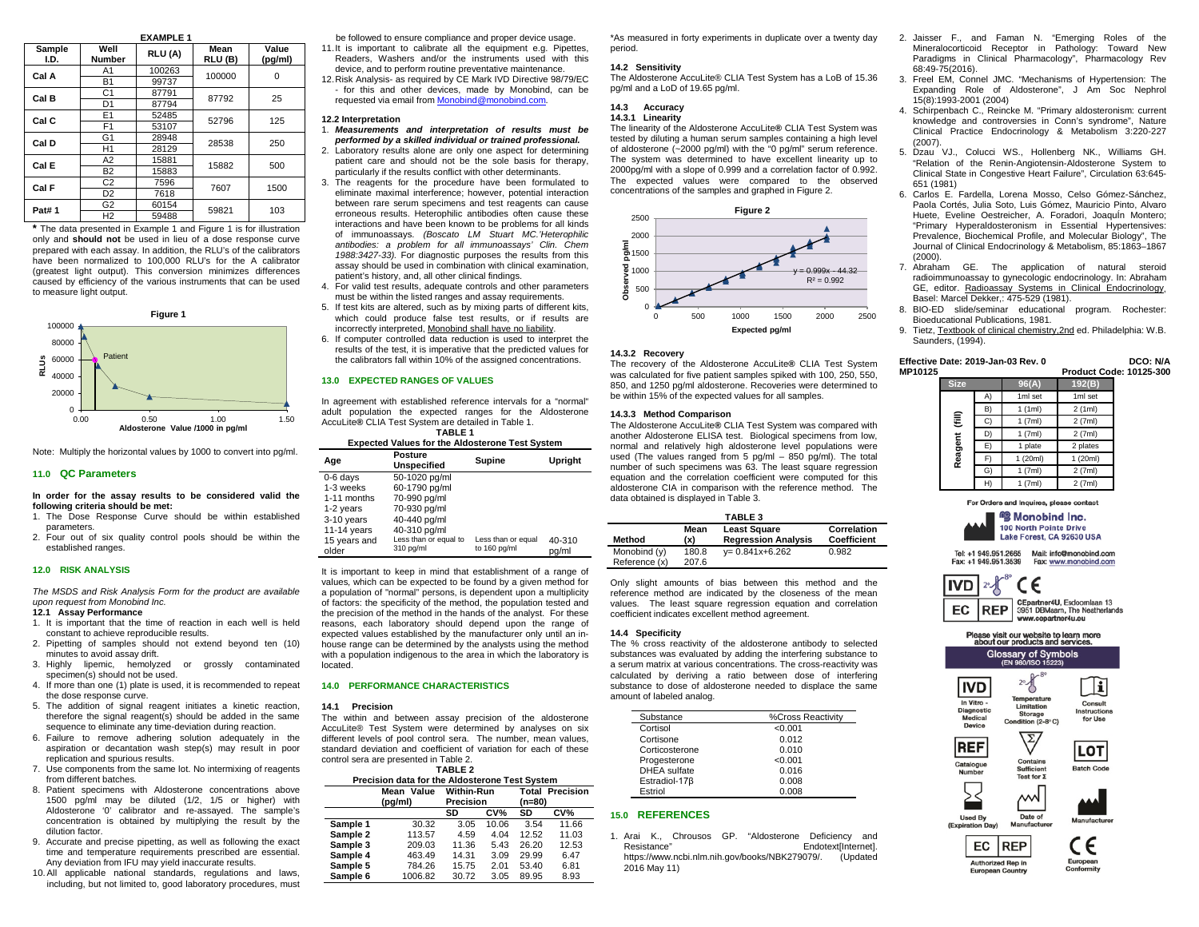**EXAMPLE 1**

| Sample I.D. | Well Number | RLU (A) | Mean RLU (B) | Value (pg/ml) |
|---|---|---|---|---|
| Cal A | A1 | 100263 | 100000 | 0 |
| | B1 | 99737 | | |
| Cal B | C1 | 87791 | 87792 | 25 |
| | D1 | 87794 | | |
| Cal C | E1 | 52485 | 52796 | 125 |
| | F1 | 53107 | | |
| Cal D | G1 | 28948 | 28538 | 250 |
| | H1 | 28129 | | |
| Cal E | A2 | 15881 | 15882 | 500 |
| | B2 | 15883 | | |
| Cal F | C2 | 7596 | 7607 | 1500 |
| | D2 | 7618 | | |
| Pat# 1 | G2 | 60154 | 59821 | 103 |
| | H2 | 59488 | | |

**\*** The data presented in Example 1 and Figure 1 is for illustration only and **should not** be used in lieu of a dose response curve prepared with each assay. In addition, the RLU's of the calibrators have been normalized to 100,000 RLU's for the A calibrator (greatest light output). This conversion minimizes differences caused by efficiency of the various instruments that can be used to measure light output.

**Figure 1**

100000
80000
60000
40000
20000
0
RLUs
Patient
0.00
0.50
1.00
1.50
Aldosterone Value /1000 in pg/ml

Note: Multiply the horizontal values by 1000 to convert into pg/ml.

## 11.0 QC Parameters

**In order for the assay results to be considered valid the following criteria should be met:**

1. The Dose Response Curve should be within established parameters.
2. Four out of six quality control pools should be within the established ranges.

## 12.0 RISK ANALYSIS

*The MSDS and Risk Analysis Form for the product are available upon request from Monobind Inc.*

### 12.1 Assay Performance

1. It is important that the time of reaction in each well is held constant to achieve reproducible results.
2. Pipetting of samples should not extend beyond ten (10) minutes to avoid assay drift.
3. Highly lipemic, hemolyzed or grossly contaminated specimen(s) should not be used.
4. If more than one (1) plate is used, it is recommended to repeat the dose response curve.
5. The addition of signal reagent initiates a kinetic reaction, therefore the signal reagent(s) should be added in the same sequence to eliminate any time-deviation during reaction.
6. Failure to remove adhering solution adequately in the aspiration or decantation wash step(s) may result in poor replication and spurious results.
7. Use components from the same lot. No intermixing of reagents from different batches.
8. Patient specimens with Aldosterone concentrations above 1500 pg/ml may be diluted (1/2, 1/5 or higher) with Aldosterone '0' calibrator and re-assayed. The sample's concentration is obtained by multiplying the result by the dilution factor.
9. Accurate and precise pipetting, as well as following the exact time and temperature requirements prescribed are essential. Any deviation from IFU may yield inaccurate results.
10. All applicable national standards, regulations and laws, including, but not limited to, good laboratory procedures, must be followed to ensure compliance and proper device usage.
11. It is important to calibrate all the equipment e.g. Pipettes, Readers, Washers and/or the instruments used with this device, and to perform routine preventative maintenance.
12. Risk Analysis- as required by CE Mark IVD Directive 98/79/EC - for this and other devices, made by Monobind, can be requested via email from Monobind@monobind.com.

### 12.2 Interpretation

1. ***Measurements and interpretation of results must be performed by a skilled individual or trained professional.***
2. Laboratory results alone are only one aspect for determining patient care and should not be the sole basis for therapy, particularly if the results conflict with other determinants.
3. The reagents for the procedure have been formulated to eliminate maximal interference; however, potential interaction between rare serum specimens and test reagents can cause erroneous results. Heterophilic antibodies often cause these interactions and have been known to be problems for all kinds of immunoassays. *(Boscato LM Stuart MC.'Heterophilic antibodies: a problem for all immunoassays' Clin. Chem 1988:3427-33).* For diagnostic purposes the results from this assay should be used in combination with clinical examination, patient's history, and, all other clinical findings.
4. For valid test results, adequate controls and other parameters must be within the listed ranges and assay requirements.
5. If test kits are altered, such as by mixing parts of different kits, which could produce false test results, or if results are incorrectly interpreted, Monobind shall have no liability.
6. If computer controlled data reduction is used to interpret the results of the test, it is imperative that the predicted values for the calibrators fall within 10% of the assigned concentrations.

## 13.0 EXPECTED RANGES OF VALUES

In agreement with established reference intervals for a "normal" adult population the expected ranges for the Aldosterone AccuLite® CLIA Test System are detailed in Table 1.

**TABLE 1**
**Expected Values for the Aldosterone Test System**

| Age | Posture Unspecified | Supine | Upright |
|---|---|---|---|
| 0-6 days | 50-1020 pg/ml | | |
| 1-3 weeks | 60-1790 pg/ml | | |
| 1-11 months | 70-990 pg/ml | | |
| 1-2 years | 70-930 pg/ml | | |
| 3-10 years | 40-440 pg/ml | | |
| 11-14 years | 40-310 pg/ml | | |
| 15 years and older | Less than or equal to 310 pg/ml | Less than or equal to 160 pg/ml | 40-310 pg/ml |

It is important to keep in mind that establishment of a range of values, which can be expected to be found by a given method for a population of "normal" persons, is dependent upon a multiplicity of factors: the specificity of the method, the population tested and the precision of the method in the hands of the analyst. For these reasons, each laboratory should depend upon the range of expected values established by the manufacturer only until an in-house range can be determined by the analysts using the method with a population indigenous to the area in which the laboratory is located.

## 14.0 PERFORMANCE CHARACTERISTICS

### 14.1 Precision

The within and between assay precision of the aldosterone AccuLite® Test System were determined by analyses on six different levels of pool control sera. The number, mean values, standard deviation and coefficient of variation for each of these control sera are presented in Table 2.

**TABLE 2**
**Precision data for the Aldosterone Test System**

| | Mean Value (pg/ml) | Within-Run Precision | | Total Precision (n=80) | |
|---|---|---|---|---|---|
| | | SD | CV% | SD | CV% |
| Sample 1 | 30.32 | 3.05 | 10.06 | 3.54 | 11.66 |
| Sample 2 | 113.57 | 4.59 | 4.04 | 12.52 | 11.03 |
| Sample 3 | 209.03 | 11.36 | 5.43 | 26.20 | 12.53 |
| Sample 4 | 463.49 | 14.31 | 3.09 | 29.99 | 6.47 |
| Sample 5 | 784.26 | 15.75 | 2.01 | 53.40 | 6.81 |
| Sample 6 | 1006.82 | 30.72 | 3.05 | 89.95 | 8.93 |

\*As measured in forty experiments in duplicate over a twenty day period.

### 14.2 Sensitivity

The Aldosterone AccuLite® CLIA Test System has a LoB of 15.36 pg/ml and a LoD of 19.65 pg/ml.

### 14.3 Accuracy

#### 14.3.1 Linearity

The linearity of the Aldosterone AccuLite® CLIA Test System was tested by diluting a human serum samples containing a high level of aldosterone (~2000 pg/ml) with the "0 pg/ml" serum reference. The system was determined to have excellent linearity up to 2000pg/ml with a slope of 0.999 and a correlation factor of 0.992. The expected values were compared to the observed concentrations of the samples and graphed in Figure 2.

**Figure 2**

2500
2000
1500
1000
500
0
Observed pg/ml
y = 0.999x - 44.32
$R^2$ = 0.992
0
500
1000
1500
2000
2500
Expected pg/ml

#### 14.3.2 Recovery

The recovery of the Aldosterone AccuLite® CLIA Test System was calculated for five patient samples spiked with 100, 250, 550, 850, and 1250 pg/ml aldosterone. Recoveries were determined to be within 15% of the expected values for all samples.

#### 14.3.3 Method Comparison

The Aldosterone AccuLite® CLIA Test System was compared with another Aldosterone ELISA test. Biological specimens from low, normal and relatively high aldosterone level populations were used (The values ranged from 5 pg/ml – 850 pg/ml). The total number of such specimens was 63. The least square regression equation and the correlation coefficient were computed for this aldosterone CIA in comparison with the reference method. The data obtained is displayed in Table 3.

**TABLE 3**

| Method | Mean (x) | Least Square Regression Analysis | Correlation Coefficient |
|---|---|---|---|
| Monobind (y) | 180.8 | y= 0.841x+6.262 | 0.982 |
| Reference (x) | 207.6 | | |

Only slight amounts of bias between this method and the reference method are indicated by the closeness of the mean values. The least square regression equation and correlation coefficient indicates excellent method agreement.

### 14.4 Specificity

The % cross reactivity of the aldosterone antibody to selected substances was evaluated by adding the interfering substance to a serum matrix at various concentrations. The cross-reactivity was calculated by deriving a ratio between dose of interfering substance to dose of aldosterone needed to displace the same amount of labeled analog.

| Substance | %Cross Reactivity |
|---|---|
| Cortisol | <0.001 |
| Cortisone | 0.012 |
| Corticosterone | 0.010 |
| Progesterone | <0.001 |
| DHEA sulfate | 0.016 |
| Estradiol-17β | 0.008 |
| Estriol | 0.008 |

## 15.0 REFERENCES

1. Arai K., Chrousos GP. "Aldosterone Deficiency and Resistance" Endotext[Internet]. https://www.ncbi.nlm.nih.gov/books/NBK279079/. (Updated 2016 May 11)
2. Jaisser F., and Faman N. "Emerging Roles of the Mineralocorticoid Receptor in Pathology: Toward New Paradigms in Clinical Pharmacology", Pharmacology Rev 68:49-75(2016).
3. Freel EM, Connel JMC. "Mechanisms of Hypertension: The Expanding Role of Aldosterone", J Am Soc Nephrol 15(8):1993-2001 (2004)
4. Schirpenbach C., Reincke M. "Primary aldosteronism: current knowledge and controversies in Conn's syndrome", Nature Clinical Practice Endocrinology & Metabolism 3:220-227 (2007).
5. Dzau VJ., Colucci WS., Hollenberg NK., Williams GH. "Relation of the Renin-Angiotensin-Aldosterone System to Clinical State in Congestive Heart Failure", Circulation 63:645-651 (1981)
6. Carlos E. Fardella, Lorena Mosso, Celso Gómez-Sánchez, Paola Cortés, Julia Soto, Luis Gómez, Mauricio Pinto, Alvaro Huete, Eveline Oestreicher, A. Foradori, Joaquín Montero; "Primary Hyperaldosteronism in Essential Hypertensives: Prevalence, Biochemical Profile, and Molecular Biology", The Journal of Clinical Endocrinology & Metabolism, 85:1863–1867 (2000).
7. Abraham GE. The application of natural steroid radioimmunoassay to gynecologic endocrinology. In: Abraham GE, editor. Radioassay Systems in Clinical Endocrinology, Basel: Marcel Dekker,: 475-529 (1981).
8. BIO-ED slide/seminar educational program. Rochester: Bioeducational Publications, 1981.
9. Tietz, Textbook of clinical chemistry,2nd ed. Philadelphia: W.B. Saunders, (1994).

**Effective Date: 2019-Jan-03 Rev. 0** **DCO: N/A**
**MP10125** **Product Code: 10125-300**

| Size | | 96(A) | 192(B) |
|---|---|---|---|
| Reagent (fill) | A) | 1ml set | 1ml set |
| | B) | 1 (1ml) | 2 (1ml) |
| | C) | 1 (7ml) | 2 (7ml) |
| | D) | 1 (7ml) | 2 (7ml) |
| | E) | 1 plate | 2 plates |
| | F) | 1 (20ml) | 1 (20ml) |
| | G) | 1 (7ml) | 2 (7ml) |
| | H) | 1 (7ml) | 2 (7ml) |

For Orders and Inquires, please contact

Monobind Inc.
100 North Pointe Drive
Lake Forest, CA 92630 USA

Tel: +1 949.951.2665 Mail: info@monobind.com
Fax: +1 949.951.3539 Fax: www.monobind.com

CEpartner4U, Esdoornlaan 13
3951 DBMaarn, The Netherlands
www.cepartner4u.eu

Please visit our website to learn more about our products and services.

**Glossary of Symbols**
(EN 980/ISO 15223)

In Vitro - Diagnostic Medical Device
Temperature Limitation Storage Condition (2-8° C)
Consult Instructions for Use
Catalogue Number
Contains Sufficient Test for Σ
Batch Code
Used By (Expiration Day)
Date of Manufacturer
Manufacturer
Authorized Rep in European Country
European Conformity